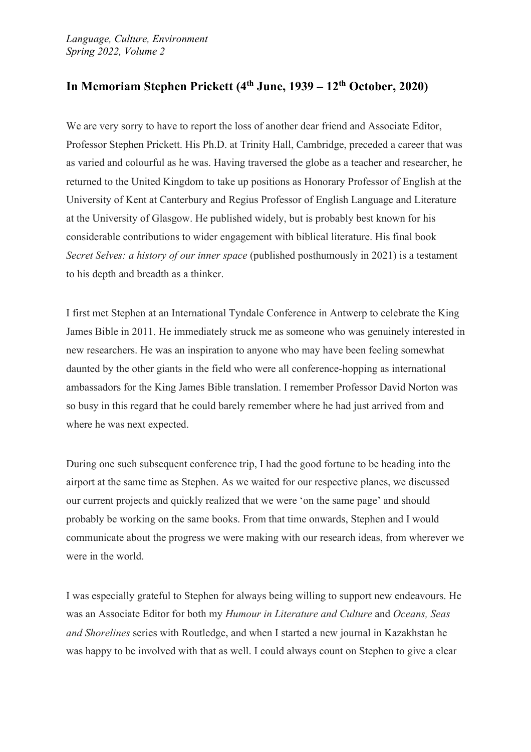# In Memoriam Stephen Prickett (4th June, 1939 – 12th October, 2020)

We are very sorry to have to report the loss of another dear friend and Associate Editor, Professor Stephen Prickett. His Ph.D. at Trinity Hall, Cambridge, preceded a career that was as varied and colourful as he was. Having traversed the globe as a teacher and researcher, he returned to the United Kingdom to take up positions as Honorary Professor of English at the University of Kent at Canterbury and Regius Professor of English Language and Literature at the University of Glasgow. He published widely, but is probably best known for his considerable contributions to wider engagement with biblical literature. His final book *Secret Selves: a history of our inner space* (published posthumously in 2021) is a testament to his depth and breadth as a thinker.

I first met Stephen at an International Tyndale Conference in Antwerp to celebrate the King James Bible in 2011. He immediately struck me as someone who was genuinely interested in new researchers. He was an inspiration to anyone who may have been feeling somewhat daunted by the other giants in the field who were all conference-hopping as international ambassadors for the King James Bible translation. I remember Professor David Norton was so busy in this regard that he could barely remember where he had just arrived from and where he was next expected.

During one such subsequent conference trip, I had the good fortune to be heading into the airport at the same time as Stephen. As we waited for our respective planes, we discussed our current projects and quickly realized that we were 'on the same page' and should probably be working on the same books. From that time onwards, Stephen and I would communicate about the progress we were making with our research ideas, from wherever we were in the world.

I was especially grateful to Stephen for always being willing to support new endeavours. He was an Associate Editor for both my *Humour in Literature and Culture* and *Oceans, Seas and Shorelines* series with Routledge, and when I started a new journal in Kazakhstan he was happy to be involved with that as well. I could always count on Stephen to give a clear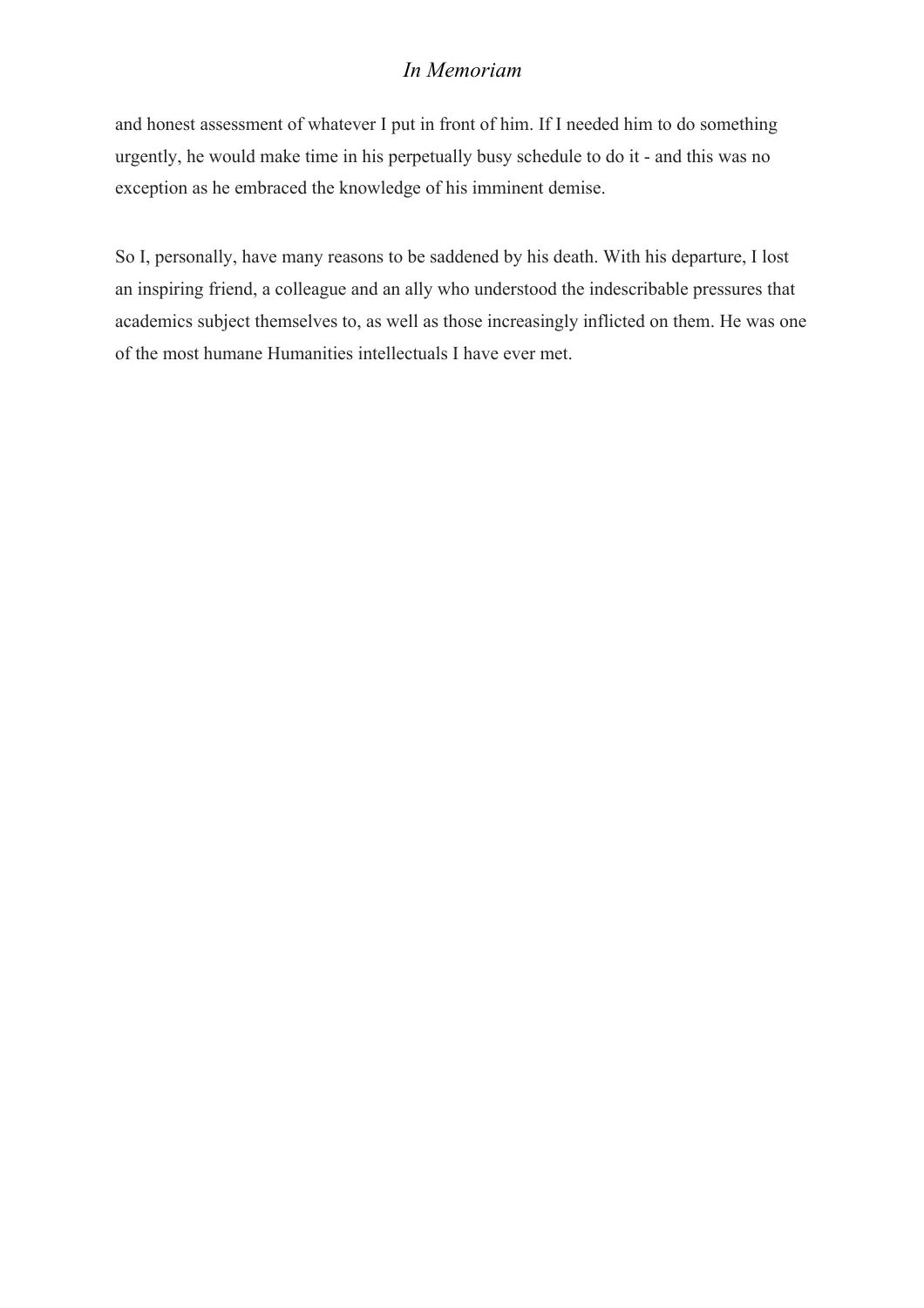and honest assessment of whatever I put in front of him. If I needed him to do something urgently, he would make time in his perpetually busy schedule to do it - and this was no exception as he embraced the knowledge of his imminent demise.

So I, personally, have many reasons to be saddened by his death. With his departure, I lost an inspiring friend, a colleague and an ally who understood the indescribable pressures that academics subject themselves to, as well as those increasingly inflicted on them. He was one of the most humane Humanities intellectuals I have ever met.